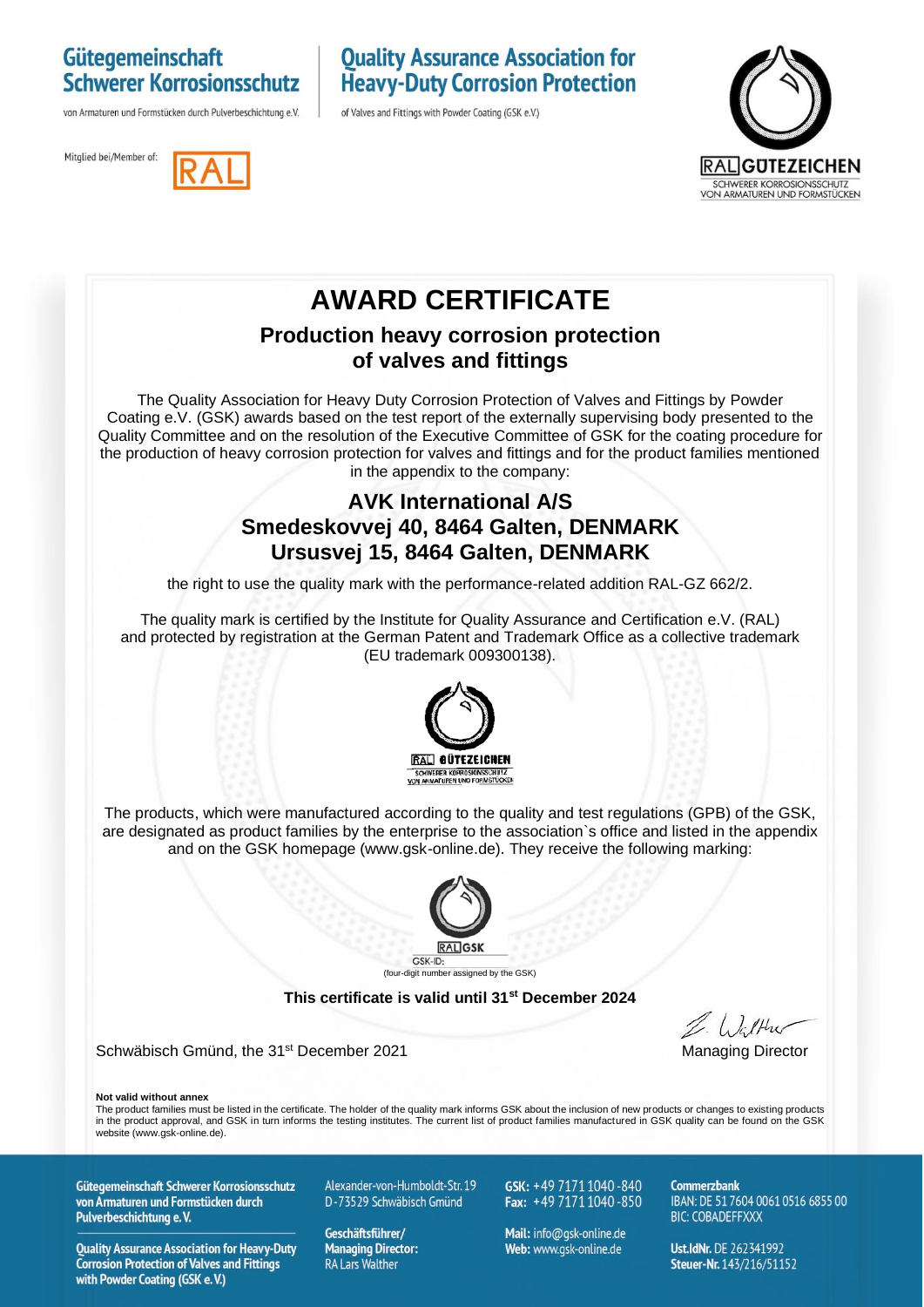**Gütegemeinschaft Schwerer Korrosionsschutz**
von Armaturen und Formstücken durch Pulverbeschichtung e.V.

**Quality Assurance Association for Heavy-Duty Corrosion Protection**
of Valves and Fittings with Powder Coating (GSK e.V.)

Mitglied bei/Member of: RAL

RAL GÜTEZEICHEN
SCHWERER KORROSIONSSCHUTZ VON ARMATUREN UND FORMSTÜCKEN

# AWARD CERTIFICATE

## Production heavy corrosion protection of valves and fittings

The Quality Association for Heavy Duty Corrosion Protection of Valves and Fittings by Powder Coating e.V. (GSK) awards based on the test report of the externally supervising body presented to the Quality Committee and on the resolution of the Executive Committee of GSK for the coating procedure for the production of heavy corrosion protection for valves and fittings and for the product families mentioned in the appendix to the company:

## AVK International A/S
## Smedeskovvej 40, 8464 Galten, DENMARK
## Ursusvej 15, 8464 Galten, DENMARK

the right to use the quality mark with the performance-related addition RAL-GZ 662/2.

The quality mark is certified by the Institute for Quality Assurance and Certification e.V. (RAL) and protected by registration at the German Patent and Trademark Office as a collective trademark (EU trademark 009300138).

RAL GÜTEZEICHEN
SCHWERER KORROSIONSSCHUTZ VON ARMATUREN UND FORMSTÜCKEN

The products, which were manufactured according to the quality and test regulations (GPB) of the GSK, are designated as product families by the enterprise to the association`s office and listed in the appendix and on the GSK homepage (www.gsk-online.de). They receive the following marking:

RAL GSK
GSK-ID:
(four-digit number assigned by the GSK)

**This certificate is valid until 31st December 2024**

Schwäbisch Gmünd, the 31st December 2021

Managing Director

**Not valid without annex**
The product families must be listed in the certificate. The holder of the quality mark informs GSK about the inclusion of new products or changes to existing products in the product approval, and GSK in turn informs the testing institutes. The current list of product families manufactured in GSK quality can be found on the GSK website (www.gsk-online.de).

**Gütegemeinschaft Schwerer Korrosionsschutz von Armaturen und Formstücken durch Pulverbeschichtung e. V.**

**Quality Assurance Association for Heavy-Duty Corrosion Protection of Valves and Fittings with Powder Coating (GSK e. V.)**

Alexander-von-Humboldt-Str. 19
D-73529 Schwäbisch Gmünd

**Geschäftsführer/ Managing Director:** RA Lars Walther

**GSK:** +49 7171 1040 -840
**Fax:** +49 7171 1040 -850

**Mail:** info@gsk-online.de
**Web:** www.gsk-online.de

**Commerzbank**
IBAN: DE 51 7604 0061 0516 6855 00
BIC: COBADEFFXXX

**Ust.IdNr.** DE 262341992
**Steuer-Nr.** 143/216/51152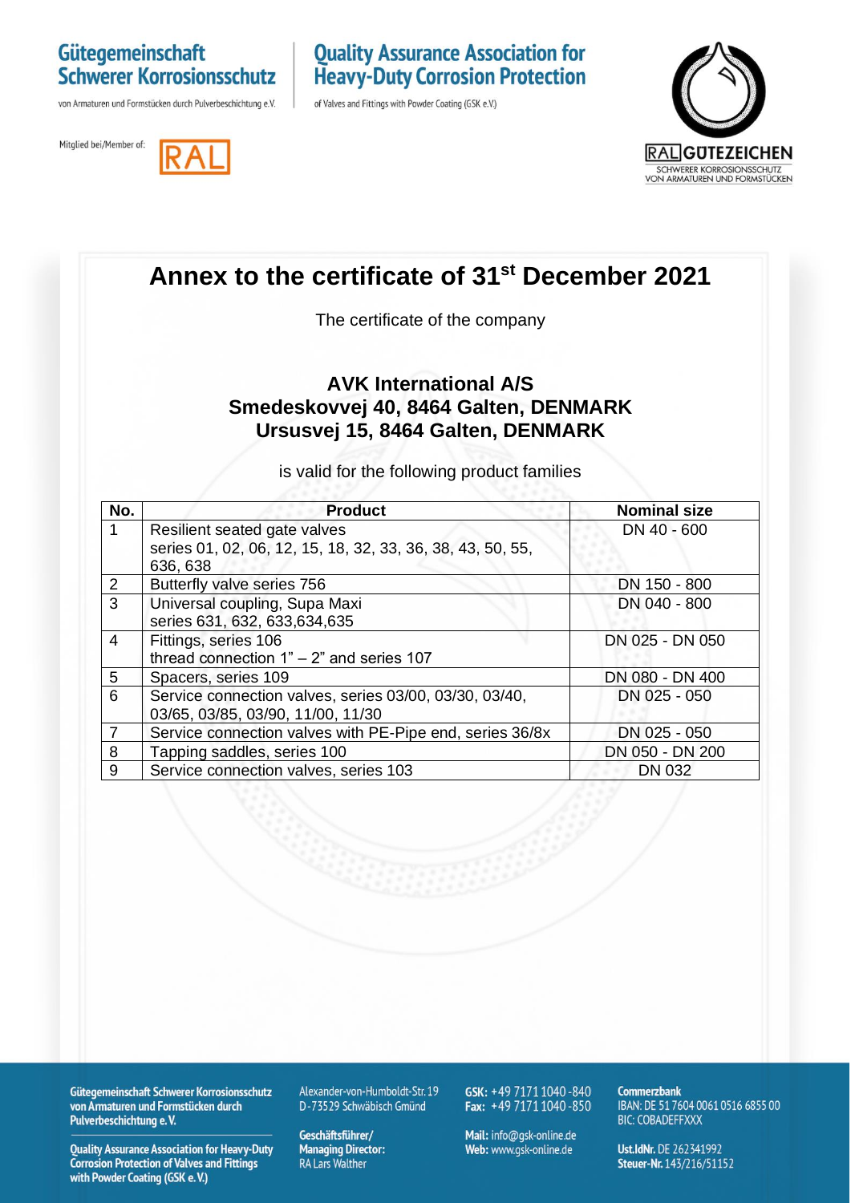# Annex to the certificate of 31st December 2021

The certificate of the company

**AVK International A/S**
**Smedeskovvej 40, 8464 Galten, DENMARK**
**Ursusvej 15, 8464 Galten, DENMARK**

is valid for the following product families

| No. | Product | Nominal size |
|---|---|---|
| 1 | Resilient seated gate valves series 01, 02, 06, 12, 15, 18, 32, 33, 36, 38, 43, 50, 55, 636, 638 | DN 40 - 600 |
| 2 | Butterfly valve series 756 | DN 150 - 800 |
| 3 | Universal coupling, Supa Maxi series 631, 632, 633,634,635 | DN 040 - 800 |
| 4 | Fittings, series 106 thread connection 1" – 2" and series 107 | DN 025 - DN 050 |
| 5 | Spacers, series 109 | DN 080 - DN 400 |
| 6 | Service connection valves, series 03/00, 03/30, 03/40, 03/65, 03/85, 03/90, 11/00, 11/30 | DN 025 - 050 |
| 7 | Service connection valves with PE-Pipe end, series 36/8x | DN 025 - 050 |
| 8 | Tapping saddles, series 100 | DN 050 - DN 200 |
| 9 | Service connection valves, series 103 | DN 032 |